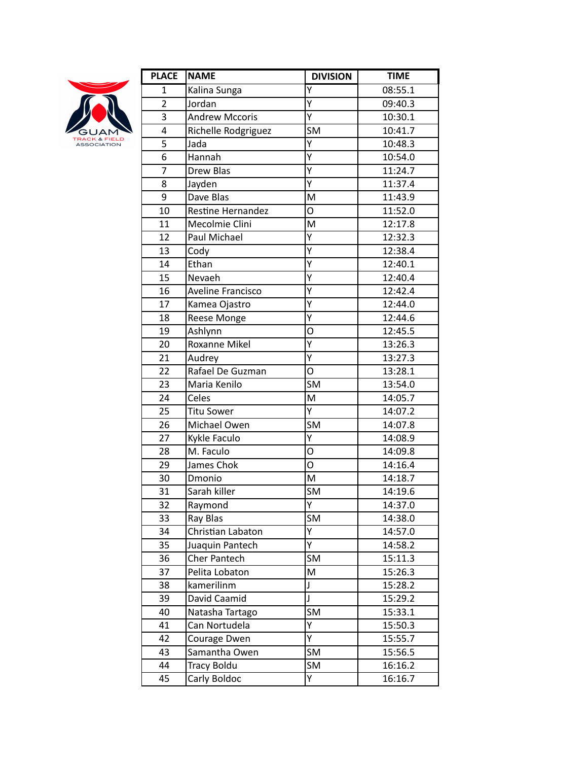GUAM TRACK & FIELD ASSOCIATION

| PLACE | NAME | DIVISION | TIME |
|---|---|---|---|
| 1 | Kalina Sunga | Y | 08:55.1 |
| 2 | Jordan | Y | 09:40.3 |
| 3 | Andrew Mccoris | Y | 10:30.1 |
| 4 | Richelle Rodgriguez | SM | 10:41.7 |
| 5 | Jada | Y | 10:48.3 |
| 6 | Hannah | Y | 10:54.0 |
| 7 | Drew Blas | Y | 11:24.7 |
| 8 | Jayden | Y | 11:37.4 |
| 9 | Dave Blas | M | 11:43.9 |
| 10 | Restine Hernandez | O | 11:52.0 |
| 11 | Mecolmie Clini | M | 12:17.8 |
| 12 | Paul Michael | Y | 12:32.3 |
| 13 | Cody | Y | 12:38.4 |
| 14 | Ethan | Y | 12:40.1 |
| 15 | Nevaeh | Y | 12:40.4 |
| 16 | Aveline Francisco | Y | 12:42.4 |
| 17 | Kamea Ojastro | Y | 12:44.0 |
| 18 | Reese Monge | Y | 12:44.6 |
| 19 | Ashlynn | O | 12:45.5 |
| 20 | Roxanne Mikel | Y | 13:26.3 |
| 21 | Audrey | Y | 13:27.3 |
| 22 | Rafael De Guzman | O | 13:28.1 |
| 23 | Maria Kenilo | SM | 13:54.0 |
| 24 | Celes | M | 14:05.7 |
| 25 | Titu Sower | Y | 14:07.2 |
| 26 | Michael Owen | SM | 14:07.8 |
| 27 | Kykle Faculo | Y | 14:08.9 |
| 28 | M. Faculo | O | 14:09.8 |
| 29 | James Chok | O | 14:16.4 |
| 30 | Dmonio | M | 14:18.7 |
| 31 | Sarah killer | SM | 14:19.6 |
| 32 | Raymond | Y | 14:37.0 |
| 33 | Ray Blas | SM | 14:38.0 |
| 34 | Christian Labaton | Y | 14:57.0 |
| 35 | Juaquin Pantech | Y | 14:58.2 |
| 36 | Cher Pantech | SM | 15:11.3 |
| 37 | Pelita Lobaton | M | 15:26.3 |
| 38 | kamerilinm | J | 15:28.2 |
| 39 | David Caamid | J | 15:29.2 |
| 40 | Natasha Tartago | SM | 15:33.1 |
| 41 | Can Nortudela | Y | 15:50.3 |
| 42 | Courage Dwen | Y | 15:55.7 |
| 43 | Samantha Owen | SM | 15:56.5 |
| 44 | Tracy Boldu | SM | 16:16.2 |
| 45 | Carly Boldoc | Y | 16:16.7 |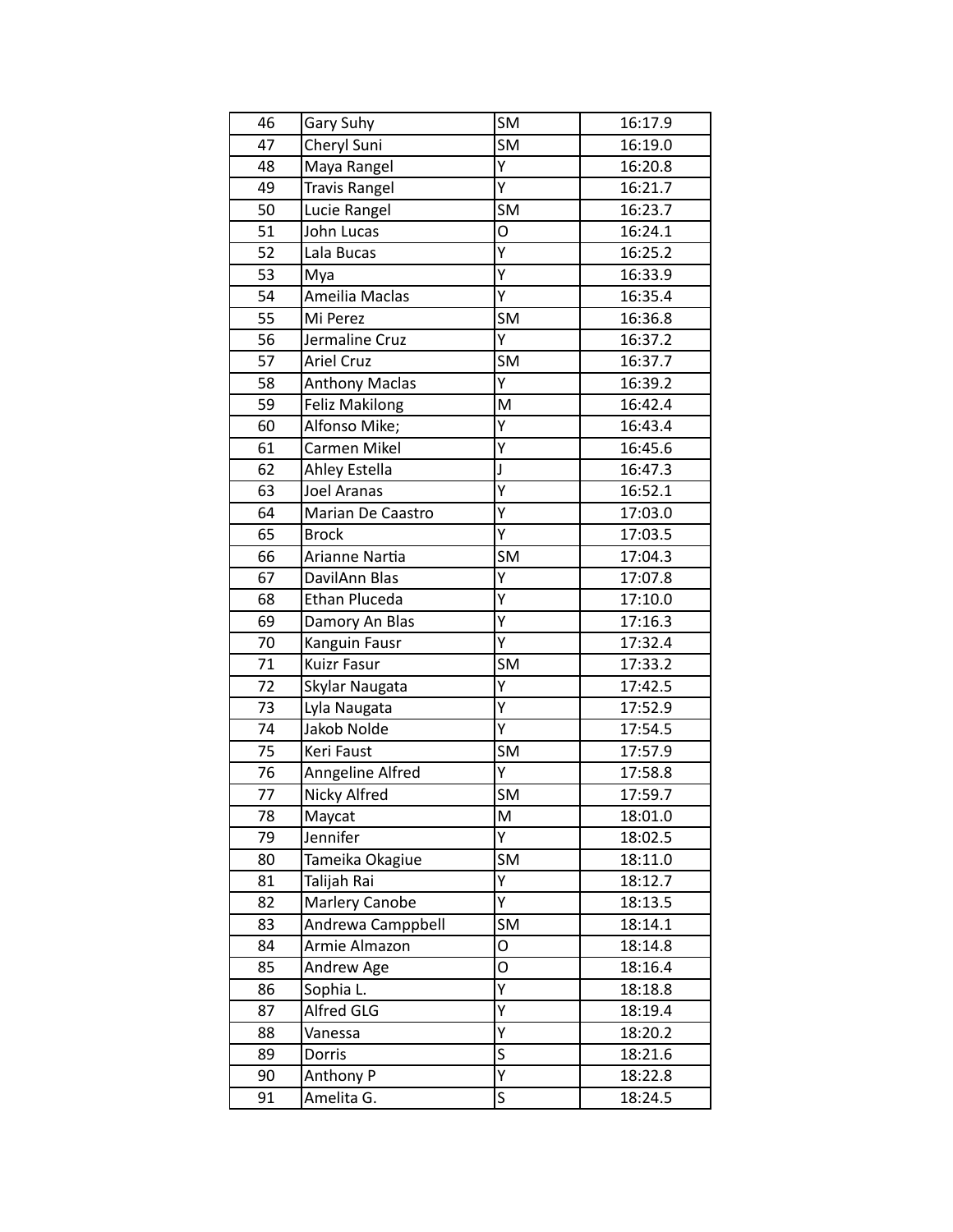| 46 | Gary Suhy | SM | 16:17.9 |
|---|---|---|---|
| 47 | Cheryl Suni | SM | 16:19.0 |
| 48 | Maya Rangel | Y | 16:20.8 |
| 49 | Travis Rangel | Y | 16:21.7 |
| 50 | Lucie Rangel | SM | 16:23.7 |
| 51 | John Lucas | O | 16:24.1 |
| 52 | Lala Bucas | Y | 16:25.2 |
| 53 | Mya | Y | 16:33.9 |
| 54 | Ameilia Maclas | Y | 16:35.4 |
| 55 | Mi Perez | SM | 16:36.8 |
| 56 | Jermaline Cruz | Y | 16:37.2 |
| 57 | Ariel Cruz | SM | 16:37.7 |
| 58 | Anthony Maclas | Y | 16:39.2 |
| 59 | Feliz Makilong | M | 16:42.4 |
| 60 | Alfonso Mike; | Y | 16:43.4 |
| 61 | Carmen Mikel | Y | 16:45.6 |
| 62 | Ahley Estella | J | 16:47.3 |
| 63 | Joel Aranas | Y | 16:52.1 |
| 64 | Marian De Caastro | Y | 17:03.0 |
| 65 | Brock | Y | 17:03.5 |
| 66 | Arianne Nartia | SM | 17:04.3 |
| 67 | DavilAnn Blas | Y | 17:07.8 |
| 68 | Ethan Pluceda | Y | 17:10.0 |
| 69 | Damory An Blas | Y | 17:16.3 |
| 70 | Kanguin Fausr | Y | 17:32.4 |
| 71 | Kuizr Fasur | SM | 17:33.2 |
| 72 | Skylar Naugata | Y | 17:42.5 |
| 73 | Lyla Naugata | Y | 17:52.9 |
| 74 | Jakob Nolde | Y | 17:54.5 |
| 75 | Keri Faust | SM | 17:57.9 |
| 76 | Anngeline Alfred | Y | 17:58.8 |
| 77 | Nicky Alfred | SM | 17:59.7 |
| 78 | Maycat | M | 18:01.0 |
| 79 | Jennifer | Y | 18:02.5 |
| 80 | Tameika Okagiue | SM | 18:11.0 |
| 81 | Talijah Rai | Y | 18:12.7 |
| 82 | Marlery Canobe | Y | 18:13.5 |
| 83 | Andrewa Camppbell | SM | 18:14.1 |
| 84 | Armie Almazon | O | 18:14.8 |
| 85 | Andrew Age | O | 18:16.4 |
| 86 | Sophia L. | Y | 18:18.8 |
| 87 | Alfred GLG | Y | 18:19.4 |
| 88 | Vanessa | Y | 18:20.2 |
| 89 | Dorris | S | 18:21.6 |
| 90 | Anthony P | Y | 18:22.8 |
| 91 | Amelita G. | S | 18:24.5 |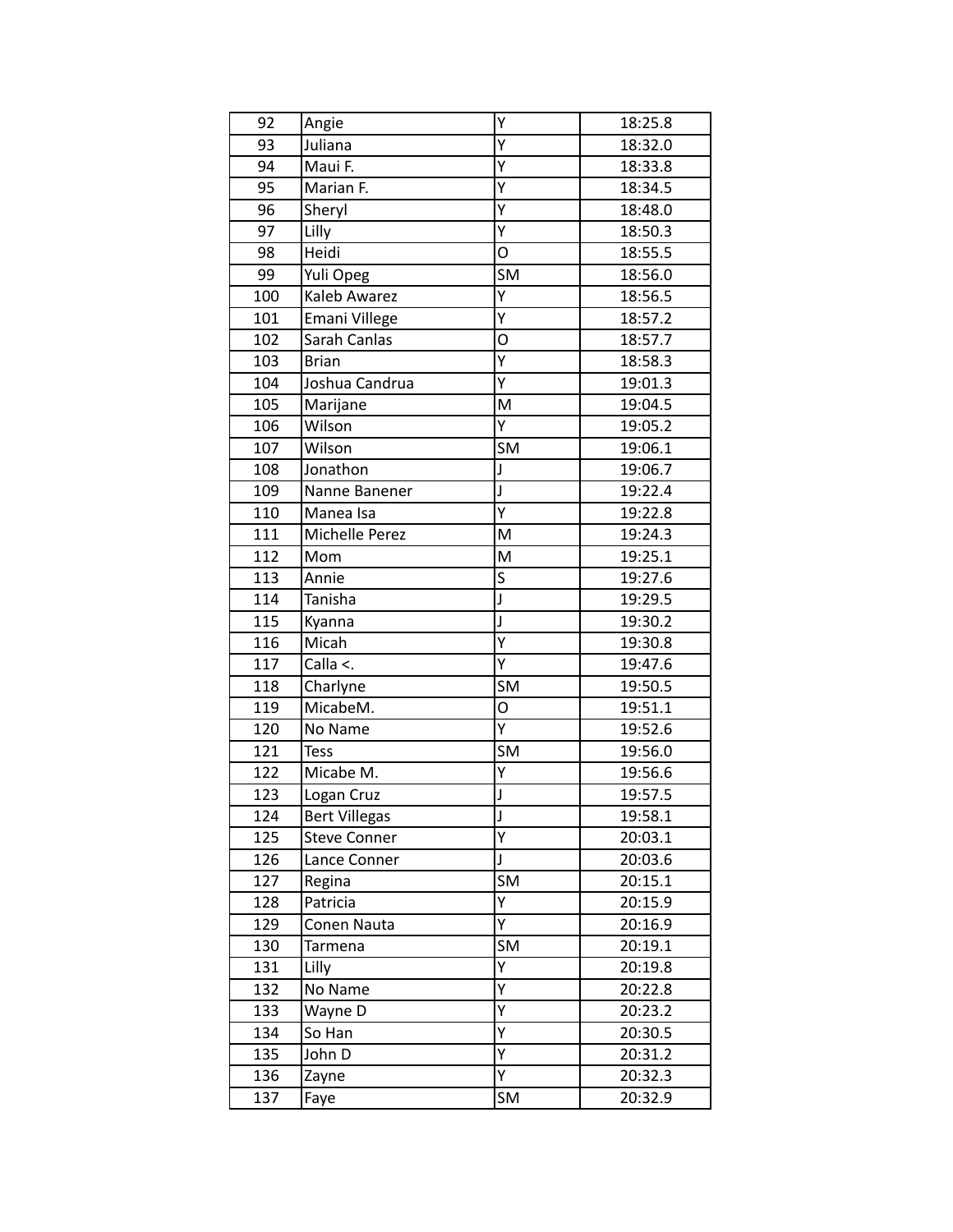| 92 | Angie | Y | 18:25.8 |
|---|---|---|---|
| 93 | Juliana | Y | 18:32.0 |
| 94 | Maui F. | Y | 18:33.8 |
| 95 | Marian F. | Y | 18:34.5 |
| 96 | Sheryl | Y | 18:48.0 |
| 97 | Lilly | Y | 18:50.3 |
| 98 | Heidi | O | 18:55.5 |
| 99 | Yuli Opeg | SM | 18:56.0 |
| 100 | Kaleb Awarez | Y | 18:56.5 |
| 101 | Emani Villege | Y | 18:57.2 |
| 102 | Sarah Canlas | O | 18:57.7 |
| 103 | Brian | Y | 18:58.3 |
| 104 | Joshua Candrua | Y | 19:01.3 |
| 105 | Marijane | M | 19:04.5 |
| 106 | Wilson | Y | 19:05.2 |
| 107 | Wilson | SM | 19:06.1 |
| 108 | Jonathon | J | 19:06.7 |
| 109 | Nanne Banener | J | 19:22.4 |
| 110 | Manea Isa | Y | 19:22.8 |
| 111 | Michelle Perez | M | 19:24.3 |
| 112 | Mom | M | 19:25.1 |
| 113 | Annie | S | 19:27.6 |
| 114 | Tanisha | J | 19:29.5 |
| 115 | Kyanna | J | 19:30.2 |
| 116 | Micah | Y | 19:30.8 |
| 117 | Calla <. | Y | 19:47.6 |
| 118 | Charlyne | SM | 19:50.5 |
| 119 | MicabeM. | O | 19:51.1 |
| 120 | No Name | Y | 19:52.6 |
| 121 | Tess | SM | 19:56.0 |
| 122 | Micabe M. | Y | 19:56.6 |
| 123 | Logan Cruz | J | 19:57.5 |
| 124 | Bert Villegas | J | 19:58.1 |
| 125 | Steve Conner | Y | 20:03.1 |
| 126 | Lance Conner | J | 20:03.6 |
| 127 | Regina | SM | 20:15.1 |
| 128 | Patricia | Y | 20:15.9 |
| 129 | Conen Nauta | Y | 20:16.9 |
| 130 | Tarmena | SM | 20:19.1 |
| 131 | Lilly | Y | 20:19.8 |
| 132 | No Name | Y | 20:22.8 |
| 133 | Wayne D | Y | 20:23.2 |
| 134 | So Han | Y | 20:30.5 |
| 135 | John D | Y | 20:31.2 |
| 136 | Zayne | Y | 20:32.3 |
| 137 | Faye | SM | 20:32.9 |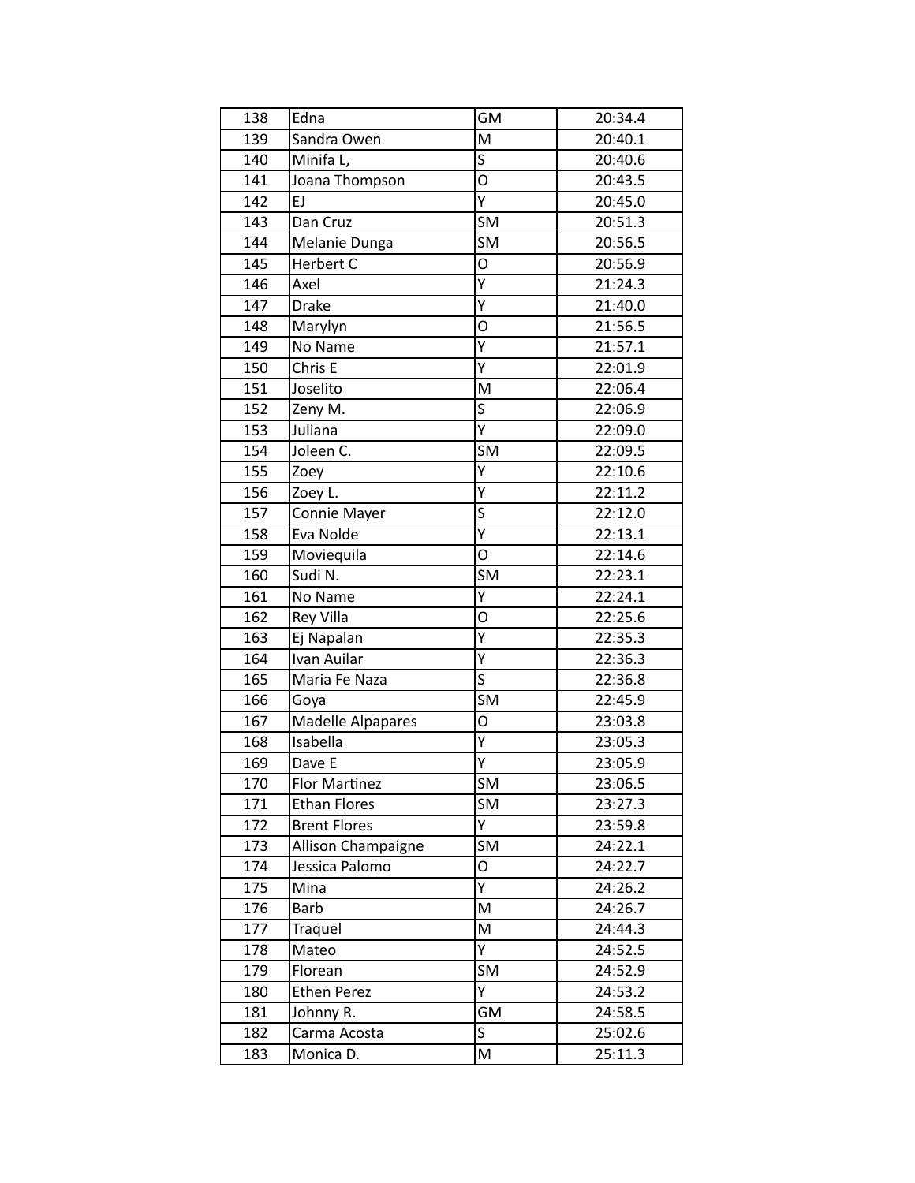| 138 | Edna | GM | 20:34.4 |
|---|---|---|---|
| 139 | Sandra Owen | M | 20:40.1 |
| 140 | Minifa L, | S | 20:40.6 |
| 141 | Joana Thompson | O | 20:43.5 |
| 142 | EJ | Y | 20:45.0 |
| 143 | Dan Cruz | SM | 20:51.3 |
| 144 | Melanie Dunga | SM | 20:56.5 |
| 145 | Herbert C | O | 20:56.9 |
| 146 | Axel | Y | 21:24.3 |
| 147 | Drake | Y | 21:40.0 |
| 148 | Marylyn | O | 21:56.5 |
| 149 | No Name | Y | 21:57.1 |
| 150 | Chris E | Y | 22:01.9 |
| 151 | Joselito | M | 22:06.4 |
| 152 | Zeny M. | S | 22:06.9 |
| 153 | Juliana | Y | 22:09.0 |
| 154 | Joleen C. | SM | 22:09.5 |
| 155 | Zoey | Y | 22:10.6 |
| 156 | Zoey L. | Y | 22:11.2 |
| 157 | Connie Mayer | S | 22:12.0 |
| 158 | Eva Nolde | Y | 22:13.1 |
| 159 | Moviequila | O | 22:14.6 |
| 160 | Sudi N. | SM | 22:23.1 |
| 161 | No Name | Y | 22:24.1 |
| 162 | Rey Villa | O | 22:25.6 |
| 163 | Ej Napalan | Y | 22:35.3 |
| 164 | Ivan Auilar | Y | 22:36.3 |
| 165 | Maria Fe Naza | S | 22:36.8 |
| 166 | Goya | SM | 22:45.9 |
| 167 | Madelle Alpapares | O | 23:03.8 |
| 168 | Isabella | Y | 23:05.3 |
| 169 | Dave E | Y | 23:05.9 |
| 170 | Flor Martinez | SM | 23:06.5 |
| 171 | Ethan Flores | SM | 23:27.3 |
| 172 | Brent Flores | Y | 23:59.8 |
| 173 | Allison Champaigne | SM | 24:22.1 |
| 174 | Jessica Palomo | O | 24:22.7 |
| 175 | Mina | Y | 24:26.2 |
| 176 | Barb | M | 24:26.7 |
| 177 | Traquel | M | 24:44.3 |
| 178 | Mateo | Y | 24:52.5 |
| 179 | Florean | SM | 24:52.9 |
| 180 | Ethen Perez | Y | 24:53.2 |
| 181 | Johnny R. | GM | 24:58.5 |
| 182 | Carma Acosta | S | 25:02.6 |
| 183 | Monica D. | M | 25:11.3 |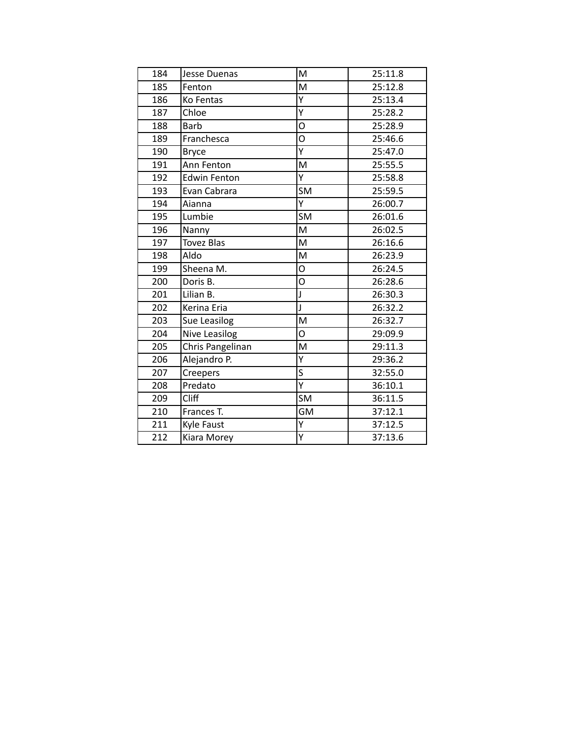| | | | |
|---|---|---|---|
| 184 | Jesse Duenas | M | 25:11.8 |
| 185 | Fenton | M | 25:12.8 |
| 186 | Ko Fentas | Y | 25:13.4 |
| 187 | Chloe | Y | 25:28.2 |
| 188 | Barb | O | 25:28.9 |
| 189 | Franchesca | O | 25:46.6 |
| 190 | Bryce | Y | 25:47.0 |
| 191 | Ann Fenton | M | 25:55.5 |
| 192 | Edwin Fenton | Y | 25:58.8 |
| 193 | Evan Cabrara | SM | 25:59.5 |
| 194 | Aianna | Y | 26:00.7 |
| 195 | Lumbie | SM | 26:01.6 |
| 196 | Nanny | M | 26:02.5 |
| 197 | Tovez Blas | M | 26:16.6 |
| 198 | Aldo | M | 26:23.9 |
| 199 | Sheena M. | O | 26:24.5 |
| 200 | Doris B. | O | 26:28.6 |
| 201 | Lilian B. | J | 26:30.3 |
| 202 | Kerina Eria | J | 26:32.2 |
| 203 | Sue Leasilog | M | 26:32.7 |
| 204 | Nive Leasilog | O | 29:09.9 |
| 205 | Chris Pangelinan | M | 29:11.3 |
| 206 | Alejandro P. | Y | 29:36.2 |
| 207 | Creepers | S | 32:55.0 |
| 208 | Predato | Y | 36:10.1 |
| 209 | Cliff | SM | 36:11.5 |
| 210 | Frances T. | GM | 37:12.1 |
| 211 | Kyle Faust | Y | 37:12.5 |
| 212 | Kiara Morey | Y | 37:13.6 |